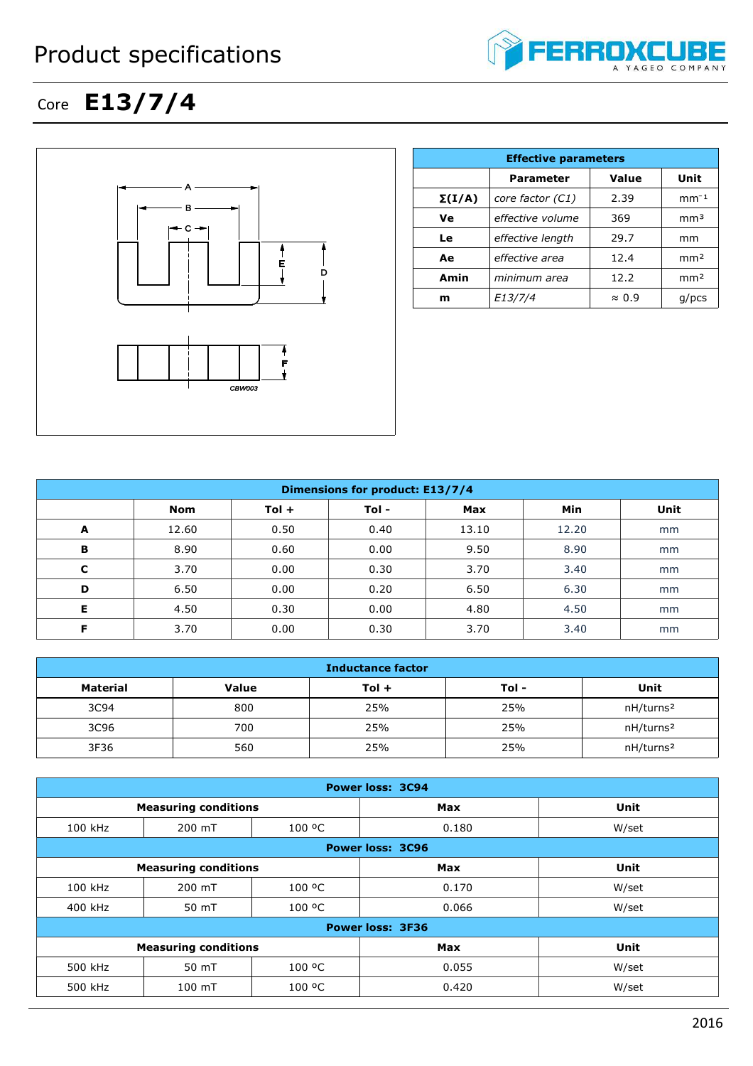# Product specifications

## Core **E13/7/4**

| Effective parameters | | | |
|---|---|---|---|
| | **Parameter** | **Value** | **Unit** |
| **Σ(I/A)** | *core factor (C1)* | 2.39 | $mm^{-1}$ |
| **Ve** | *effective volume* | 369 | $mm^3$ |
| **Le** | *effective length* | 29.7 | mm |
| **Ae** | *effective area* | 12.4 | $mm^2$ |
| **Amin** | *minimum area* | 12.2 | $mm^2$ |
| **m** | *E13/7/4* | ≈ 0.9 | g/pcs |

| Dimensions for product: E13/7/4 | | | | | | |
|---|---|---|---|---|---|---|
| | **Nom** | **Tol +** | **Tol -** | **Max** | **Min** | **Unit** |
| **A** | 12.60 | 0.50 | 0.40 | 13.10 | 12.20 | mm |
| **B** | 8.90 | 0.60 | 0.00 | 9.50 | 8.90 | mm |
| **C** | 3.70 | 0.00 | 0.30 | 3.70 | 3.40 | mm |
| **D** | 6.50 | 0.00 | 0.20 | 6.50 | 6.30 | mm |
| **E** | 4.50 | 0.30 | 0.00 | 4.80 | 4.50 | mm |
| **F** | 3.70 | 0.00 | 0.30 | 3.70 | 3.40 | mm |

| Inductance factor | | | | |
|---|---|---|---|---|
| **Material** | **Value** | **Tol +** | **Tol -** | **Unit** |
| 3C94 | 800 | 25% | 25% | $nH/turns^2$ |
| 3C96 | 700 | 25% | 25% | $nH/turns^2$ |
| 3F36 | 560 | 25% | 25% | $nH/turns^2$ |

| Power loss: 3C94 | | | | |
|---|---|---|---|---|
| **Measuring conditions** | | | **Max** | **Unit** |
| 100 kHz | 200 mT | 100 ºC | 0.180 | W/set |
| **Power loss: 3C96** | | | | |
| **Measuring conditions** | | | **Max** | **Unit** |
| 100 kHz | 200 mT | 100 ºC | 0.170 | W/set |
| 400 kHz | 50 mT | 100 ºC | 0.066 | W/set |
| **Power loss: 3F36** | | | | |
| **Measuring conditions** | | | **Max** | **Unit** |
| 500 kHz | 50 mT | 100 ºC | 0.055 | W/set |
| 500 kHz | 100 mT | 100 ºC | 0.420 | W/set |

2016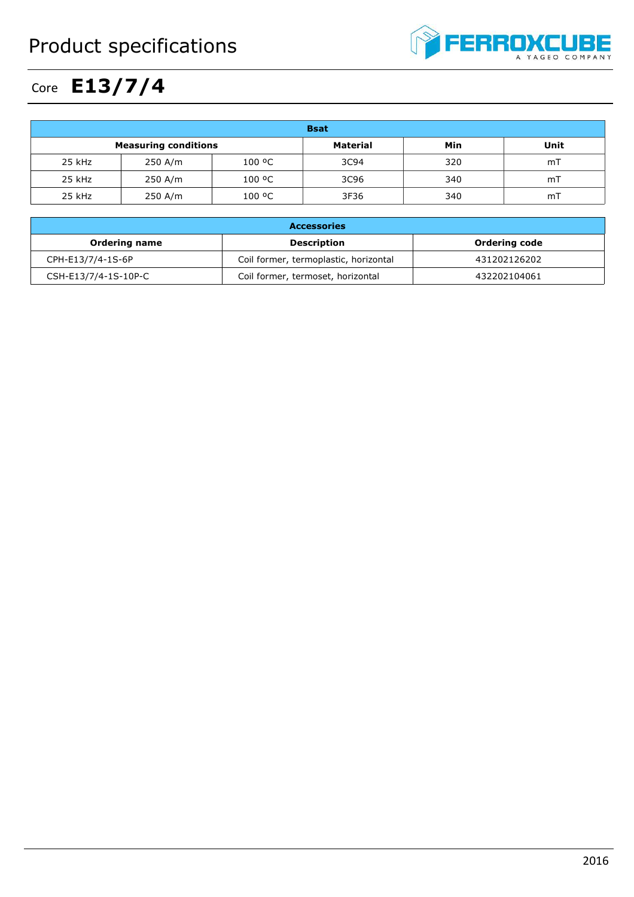# Product specifications

## Core E13/7/4

| Bsat | | | | | |
|---|---|---|---|---|---|
| Measuring conditions | | | Material | Min | Unit |
| 25 kHz | 250 A/m | 100 ºC | 3C94 | 320 | mT |
| 25 kHz | 250 A/m | 100 ºC | 3C96 | 340 | mT |
| 25 kHz | 250 A/m | 100 ºC | 3F36 | 340 | mT |

| Accessories | | |
|---|---|---|
| Ordering name | Description | Ordering code |
| CPH-E13/7/4-1S-6P | Coil former, termoplastic, horizontal | 431202126202 |
| CSH-E13/7/4-1S-10P-C | Coil former, termoset, horizontal | 432202104061 |

2016